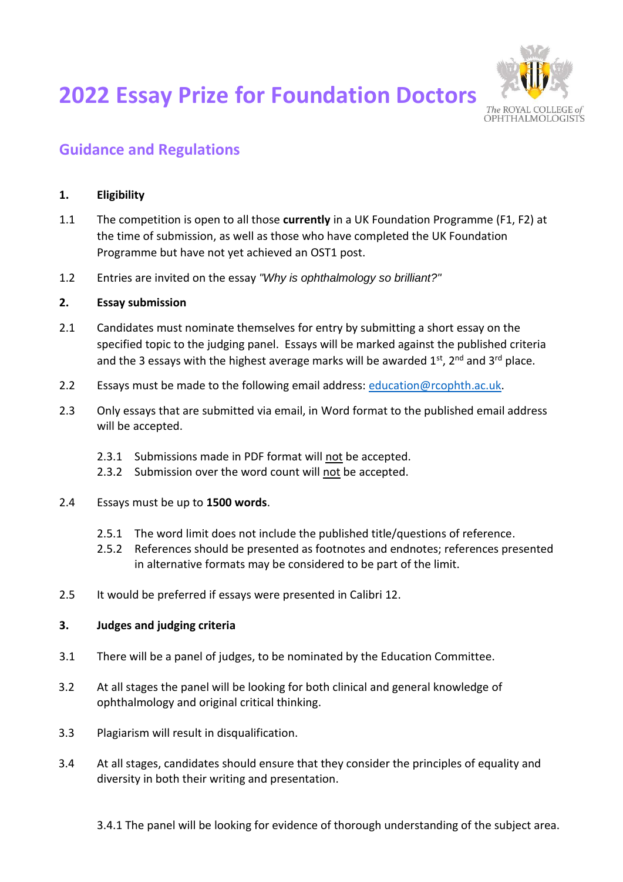# 2022 Essay Prize for Foundation Doctors

The ROYAL COLLEGE of OPHTHALMOLOGISTS

## Guidance and Regulations

**1. Eligibility**

1.1 The competition is open to all those **currently** in a UK Foundation Programme (F1, F2) at the time of submission, as well as those who have completed the UK Foundation Programme but have not yet achieved an OST1 post.

1.2 Entries are invited on the essay *"Why is ophthalmology so brilliant?"*

**2. Essay submission**

2.1 Candidates must nominate themselves for entry by submitting a short essay on the specified topic to the judging panel. Essays will be marked against the published criteria and the 3 essays with the highest average marks will be awarded 1st, 2nd and 3rd place.

2.2 Essays must be made to the following email address: education@rcophth.ac.uk.

2.3 Only essays that are submitted via email, in Word format to the published email address will be accepted.

- 2.3.1 Submissions made in PDF format will not be accepted.
- 2.3.2 Submission over the word count will not be accepted.

2.4 Essays must be up to **1500 words**.

- 2.5.1 The word limit does not include the published title/questions of reference.
- 2.5.2 References should be presented as footnotes and endnotes; references presented in alternative formats may be considered to be part of the limit.

2.5 It would be preferred if essays were presented in Calibri 12.

**3. Judges and judging criteria**

3.1 There will be a panel of judges, to be nominated by the Education Committee.

3.2 At all stages the panel will be looking for both clinical and general knowledge of ophthalmology and original critical thinking.

3.3 Plagiarism will result in disqualification.

3.4 At all stages, candidates should ensure that they consider the principles of equality and diversity in both their writing and presentation.

3.4.1 The panel will be looking for evidence of thorough understanding of the subject area.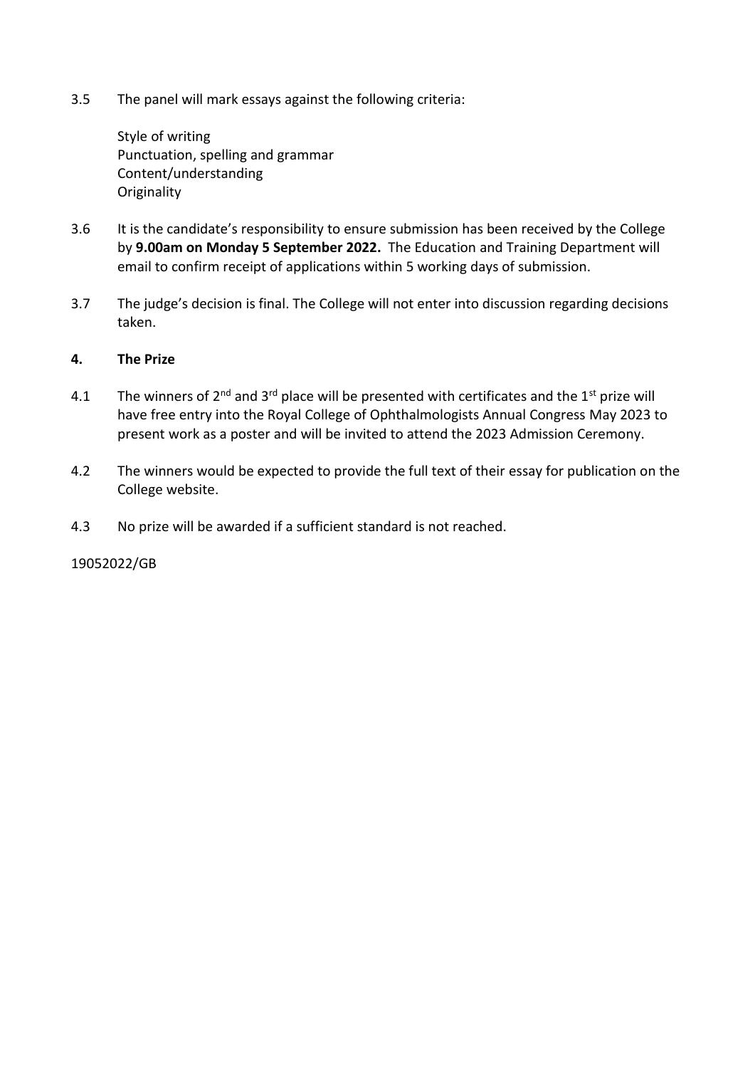3.5 The panel will mark essays against the following criteria:

Style of writing
Punctuation, spelling and grammar
Content/understanding
Originality

3.6 It is the candidate's responsibility to ensure submission has been received by the College by **9.00am on Monday 5 September 2022.** The Education and Training Department will email to confirm receipt of applications within 5 working days of submission.

3.7 The judge's decision is final. The College will not enter into discussion regarding decisions taken.

## 4. The Prize

4.1 The winners of 2nd and 3rd place will be presented with certificates and the 1st prize will have free entry into the Royal College of Ophthalmologists Annual Congress May 2023 to present work as a poster and will be invited to attend the 2023 Admission Ceremony.

4.2 The winners would be expected to provide the full text of their essay for publication on the College website.

4.3 No prize will be awarded if a sufficient standard is not reached.

19052022/GB